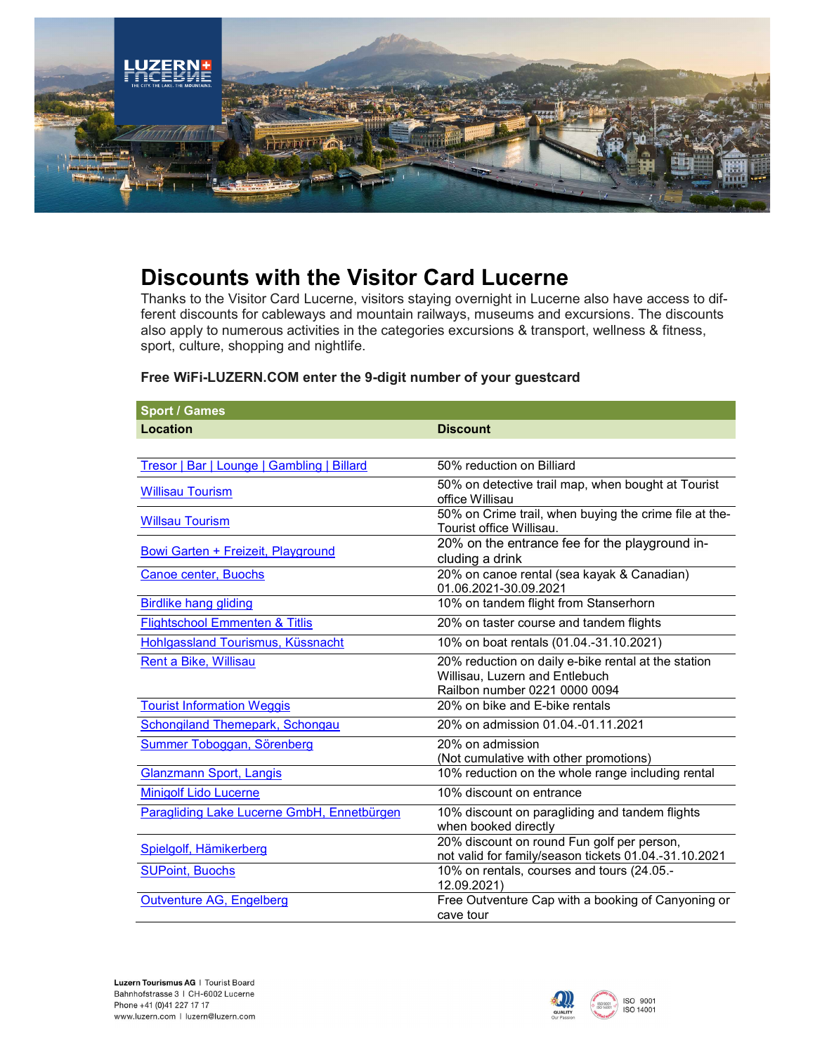# Discounts with the Visitor Card Lucerne

Thanks to the Visitor Card Lucerne, visitors staying overnight in Lucerne also have access to different discounts for cableways and mountain railways, museums and excursions. The discounts also apply to numerous activities in the categories excursions & transport, wellness & fitness, sport, culture, shopping and nightlife.

**Free WiFi-LUZERN.COM enter the 9-digit number of your guestcard**

| **Sport / Games** | |
|---|---|
| **Location** | **Discount** |
| Tresor \| Bar \| Lounge \| Gambling \| Billard | 50% reduction on Billiard |
| Willisau Tourism | 50% on detective trail map, when bought at Tourist office Willisau |
| Willsau Tourism | 50% on Crime trail, when buying the crime file at the-Tourist office Willisau. |
| Bowi Garten + Freizeit, Playground | 20% on the entrance fee for the playground including a drink |
| Canoe center, Buochs | 20% on canoe rental (sea kayak & Canadian) 01.06.2021-30.09.2021 |
| Birdlike hang gliding | 10% on tandem flight from Stanserhorn |
| Flightschool Emmenten & Titlis | 20% on taster course and tandem flights |
| Hohlgassland Tourismus, Küssnacht | 10% on boat rentals (01.04.-31.10.2021) |
| Rent a Bike, Willisau | 20% reduction on daily e-bike rental at the station Willisau, Luzern and Entlebuch Railbon number 0221 0000 0094 |
| Tourist Information Weggis | 20% on bike and E-bike rentals |
| Schongiland Themepark, Schongau | 20% on admission 01.04.-01.11.2021 |
| Summer Toboggan, Sörenberg | 20% on admission (Not cumulative with other promotions) |
| Glanzmann Sport, Langis | 10% reduction on the whole range including rental |
| Minigolf Lido Lucerne | 10% discount on entrance |
| Paragliding Lake Lucerne GmbH, Ennetbürgen | 10% discount on paragliding and tandem flights when booked directly |
| Spielgolf, Hämikerberg | 20% discount on round Fun golf per person, not valid for family/season tickets 01.04.-31.10.2021 |
| SUPoint, Buochs | 10% on rentals, courses and tours (24.05.-12.09.2021) |
| Outventure AG, Engelberg | Free Outventure Cap with a booking of Canyoning or cave tour |

**Luzern Tourismus AG** | Tourist Board
Bahnhofstrasse 3 | CH-6002 Lucerne
Phone +41 (0)41 227 17 17
www.luzern.com | luzern@luzern.com

ISO 9001
ISO 14001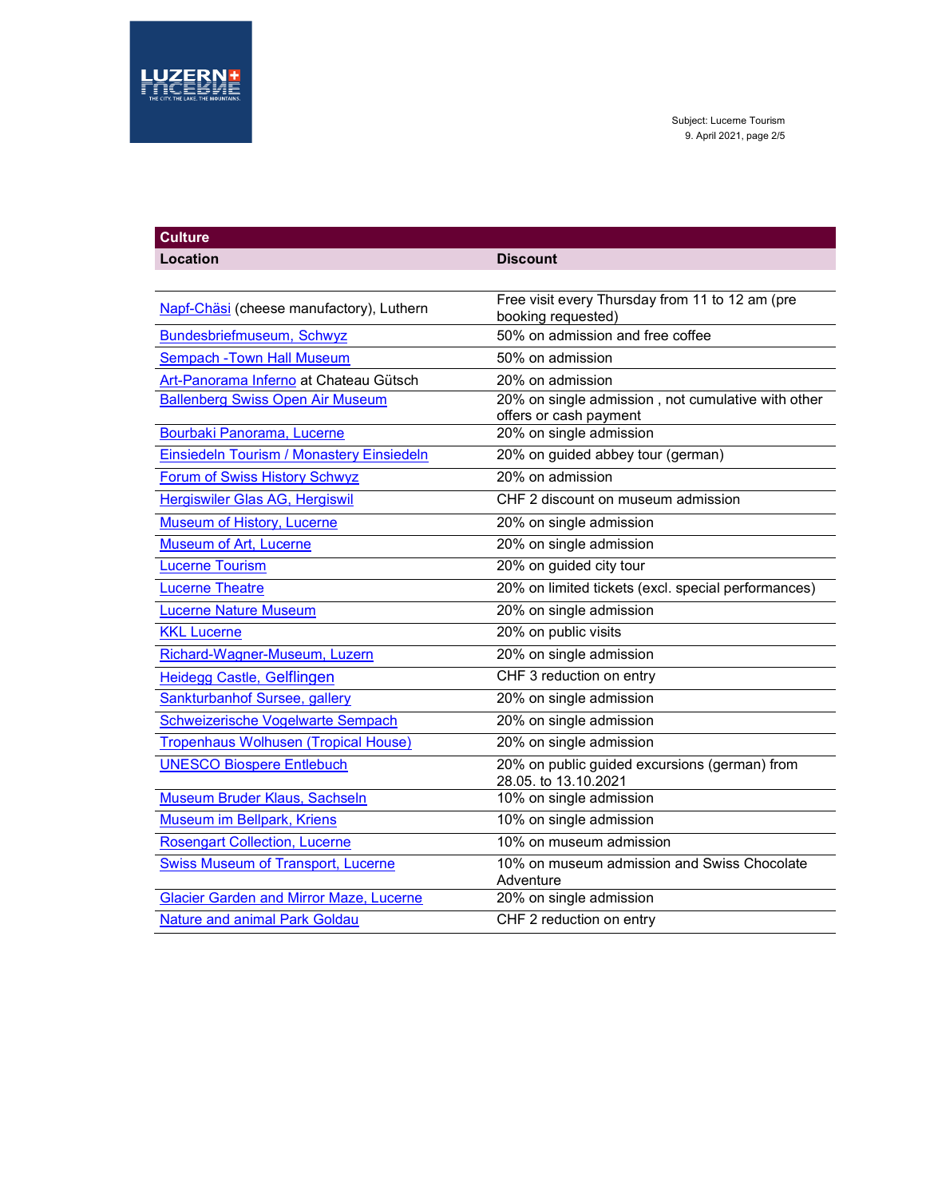| Culture | |
|---|---|
| **Location** | **Discount** |
| Napf-Chäsi (cheese manufactory), Luthern | Free visit every Thursday from 11 to 12 am (pre booking requested) |
| Bundesbriefmuseum, Schwyz | 50% on admission and free coffee |
| Sempach -Town Hall Museum | 50% on admission |
| Art-Panorama Inferno at Chateau Gütsch | 20% on admission |
| Ballenberg Swiss Open Air Museum | 20% on single admission , not cumulative with other offers or cash payment |
| Bourbaki Panorama, Lucerne | 20% on single admission |
| Einsiedeln Tourism / Monastery Einsiedeln | 20% on guided abbey tour (german) |
| Forum of Swiss History Schwyz | 20% on admission |
| Hergiswiler Glas AG, Hergiswil | CHF 2 discount on museum admission |
| Museum of History, Lucerne | 20% on single admission |
| Museum of Art, Lucerne | 20% on single admission |
| Lucerne Tourism | 20% on guided city tour |
| Lucerne Theatre | 20% on limited tickets (excl. special performances) |
| Lucerne Nature Museum | 20% on single admission |
| KKL Lucerne | 20% on public visits |
| Richard-Wagner-Museum, Luzern | 20% on single admission |
| Heidegg Castle, Gelflingen | CHF 3 reduction on entry |
| Sankturbanhof Sursee, gallery | 20% on single admission |
| Schweizerische Vogelwarte Sempach | 20% on single admission |
| Tropenhaus Wolhusen (Tropical House) | 20% on single admission |
| UNESCO Biospere Entlebuch | 20% on public guided excursions (german) from 28.05. to 13.10.2021 |
| Museum Bruder Klaus, Sachseln | 10% on single admission |
| Museum im Bellpark, Kriens | 10% on single admission |
| Rosengart Collection, Lucerne | 10% on museum admission |
| Swiss Museum of Transport, Lucerne | 10% on museum admission and Swiss Chocolate Adventure |
| Glacier Garden and Mirror Maze, Lucerne | 20% on single admission |
| Nature and animal Park Goldau | CHF 2 reduction on entry |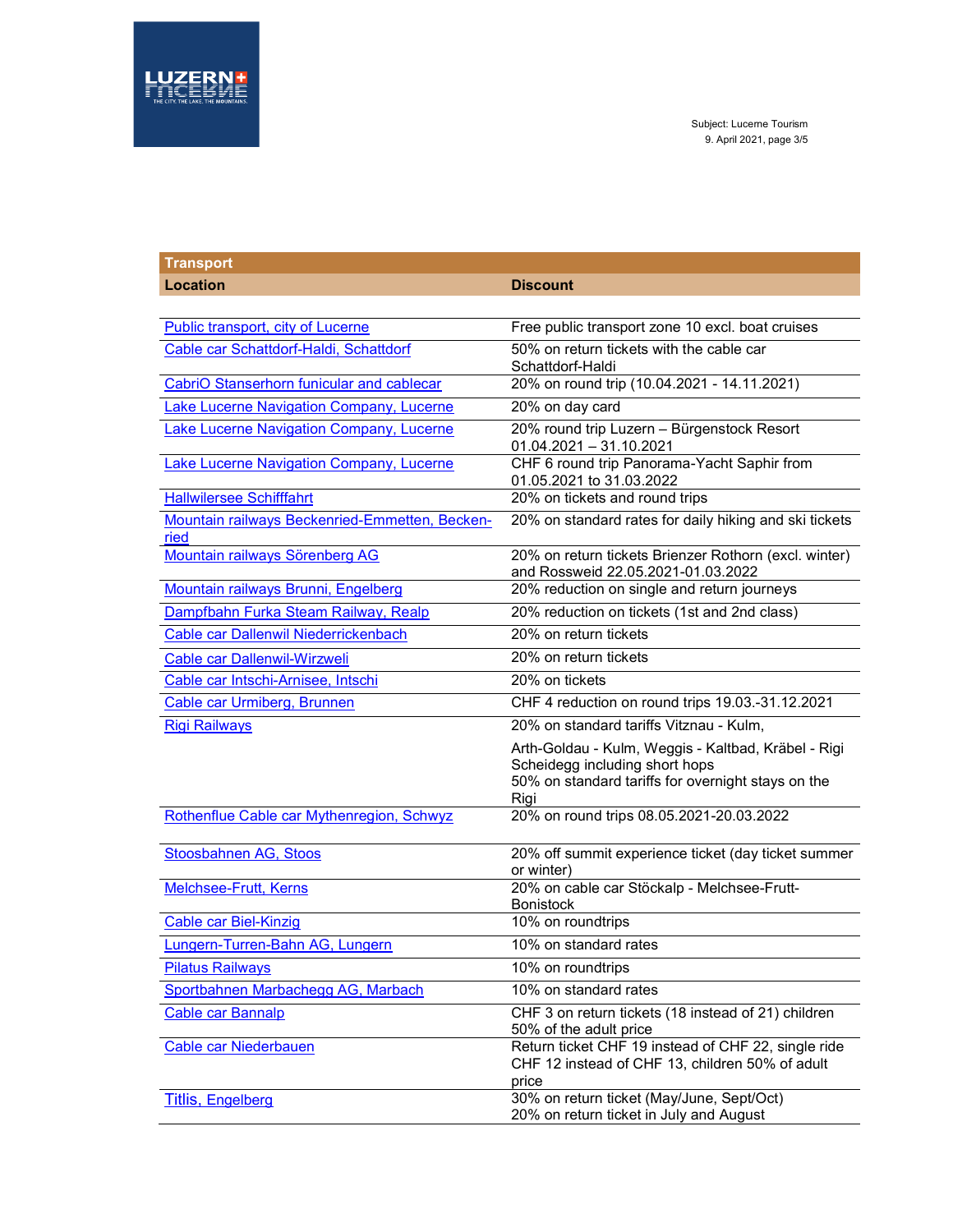| Transport | |
|---|---|
| **Location** | **Discount** |
| Public transport, city of Lucerne | Free public transport zone 10 excl. boat cruises |
| Cable car Schattdorf-Haldi, Schattdorf | 50% on return tickets with the cable car Schattdorf-Haldi |
| CabriO Stanserhorn funicular and cablecar | 20% on round trip (10.04.2021 - 14.11.2021) |
| Lake Lucerne Navigation Company, Lucerne | 20% on day card |
| Lake Lucerne Navigation Company, Lucerne | 20% round trip Luzern – Bürgenstock Resort 01.04.2021 – 31.10.2021 |
| Lake Lucerne Navigation Company, Lucerne | CHF 6 round trip Panorama-Yacht Saphir from 01.05.2021 to 31.03.2022 |
| Hallwilersee Schifffahrt | 20% on tickets and round trips |
| Mountain railways Beckenried-Emmetten, Beckenried | 20% on standard rates for daily hiking and ski tickets |
| Mountain railways Sörenberg AG | 20% on return tickets Brienzer Rothorn (excl. winter) and Rossweid 22.05.2021-01.03.2022 |
| Mountain railways Brunni, Engelberg | 20% reduction on single and return journeys |
| Dampfbahn Furka Steam Railway, Realp | 20% reduction on tickets (1st and 2nd class) |
| Cable car Dallenwil Niederrickenbach | 20% on return tickets |
| Cable car Dallenwil-Wirzweli | 20% on return tickets |
| Cable car Intschi-Arnisee, Intschi | 20% on tickets |
| Cable car Urmiberg, Brunnen | CHF 4 reduction on round trips 19.03.-31.12.2021 |
| Rigi Railways | 20% on standard tariffs Vitznau - Kulm, Arth-Goldau - Kulm, Weggis - Kaltbad, Kräbel - Rigi Scheidegg including short hops 50% on standard tariffs for overnight stays on the Rigi |
| Rothenflue Cable car Mythenregion, Schwyz | 20% on round trips 08.05.2021-20.03.2022 |
| Stoosbahnen AG, Stoos | 20% off summit experience ticket (day ticket summer or winter) |
| Melchsee-Frutt, Kerns | 20% on cable car Stöckalp - Melchsee-Frutt-Bonistock |
| Cable car Biel-Kinzig | 10% on roundtrips |
| Lungern-Turren-Bahn AG, Lungern | 10% on standard rates |
| Pilatus Railways | 10% on roundtrips |
| Sportbahnen Marbachegg AG, Marbach | 10% on standard rates |
| Cable car Bannalp | CHF 3 on return tickets (18 instead of 21) children 50% of the adult price |
| Cable car Niederbauen | Return ticket CHF 19 instead of CHF 22, single ride CHF 12 instead of CHF 13, children 50% of adult price |
| Titlis, Engelberg | 30% on return ticket (May/June, Sept/Oct) 20% on return ticket in July and August |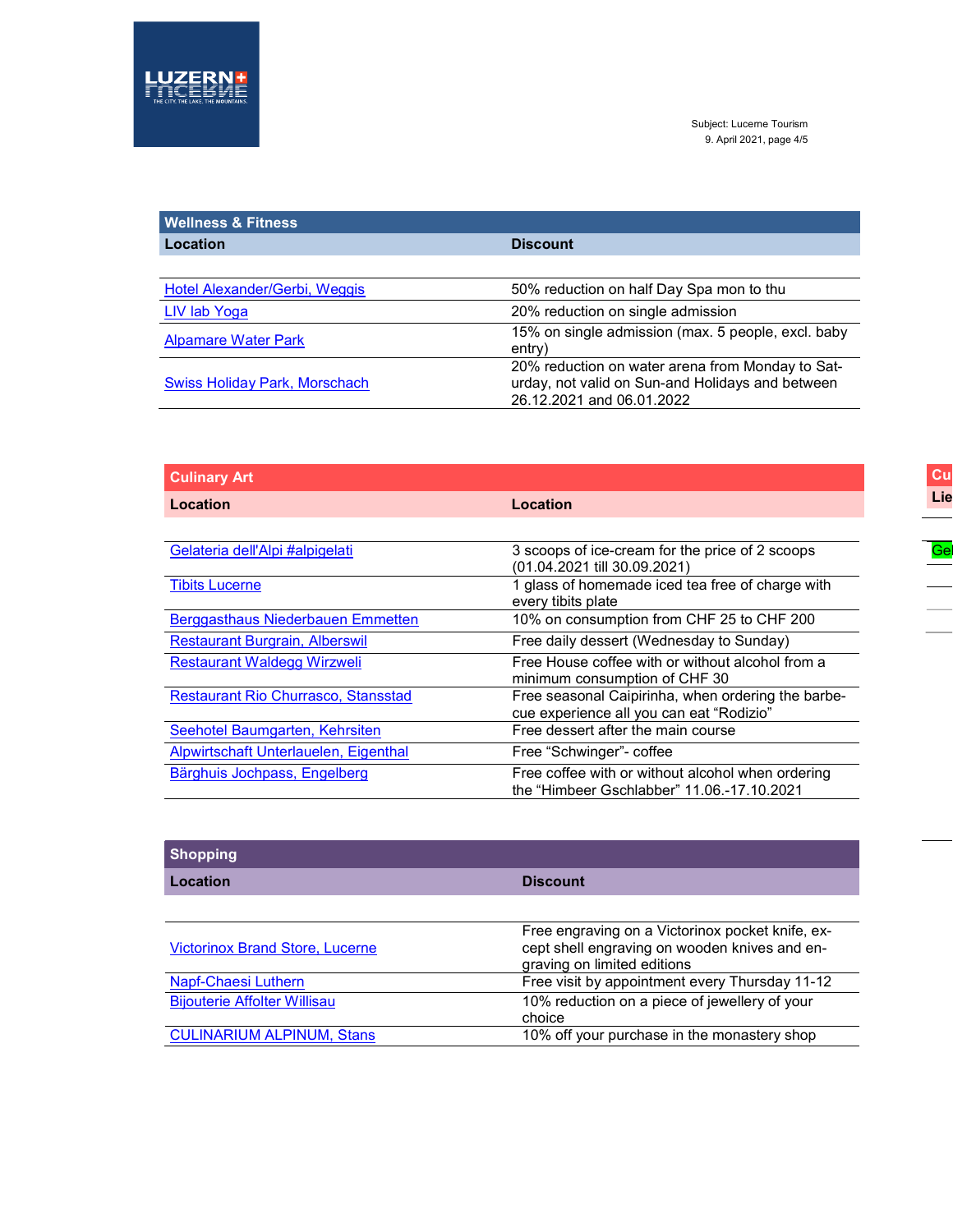## Wellness & Fitness

| Location | Discount |
| --- | --- |
| Hotel Alexander/Gerbi, Weggis | 50% reduction on half Day Spa mon to thu |
| LIV lab Yoga | 20% reduction on single admission |
| Alpamare Water Park | 15% on single admission (max. 5 people, excl. baby entry) |
| Swiss Holiday Park, Morschach | 20% reduction on water arena from Monday to Saturday, not valid on Sun-and Holidays and between 26.12.2021 and 06.01.2022 |

## Culinary Art

| Location | Location |
| --- | --- |
| Gelateria dell'Alpi #alpigelati | 3 scoops of ice-cream for the price of 2 scoops (01.04.2021 till 30.09.2021) |
| Tibits Lucerne | 1 glass of homemade iced tea free of charge with every tibits plate |
| Berggasthaus Niederbauen Emmetten | 10% on consumption from CHF 25 to CHF 200 |
| Restaurant Burgrain, Alberswil | Free daily dessert (Wednesday to Sunday) |
| Restaurant Waldegg Wirzweli | Free House coffee with or without alcohol from a minimum consumption of CHF 30 |
| Restaurant Rio Churrasco, Stansstad | Free seasonal Caipirinha, when ordering the barbecue experience all you can eat “Rodizio” |
| Seehotel Baumgarten, Kehrsiten | Free dessert after the main course |
| Alpwirtschaft Unterlauelen, Eigenthal | Free “Schwinger”- coffee |
| Bärghuis Jochpass, Engelberg | Free coffee with or without alcohol when ordering the “Himbeer Gschlabber” 11.06.-17.10.2021 |

## Shopping

| Location | Discount |
| --- | --- |
| Victorinox Brand Store, Lucerne | Free engraving on a Victorinox pocket knife, except shell engraving on wooden knives and engraving on limited editions |
| Napf-Chaesi Luthern | Free visit by appointment every Thursday 11-12 |
| Bijouterie Affolter Willisau | 10% reduction on a piece of jewellery of your choice |
| CULINARIUM ALPINUM, Stans | 10% off your purchase in the monastery shop |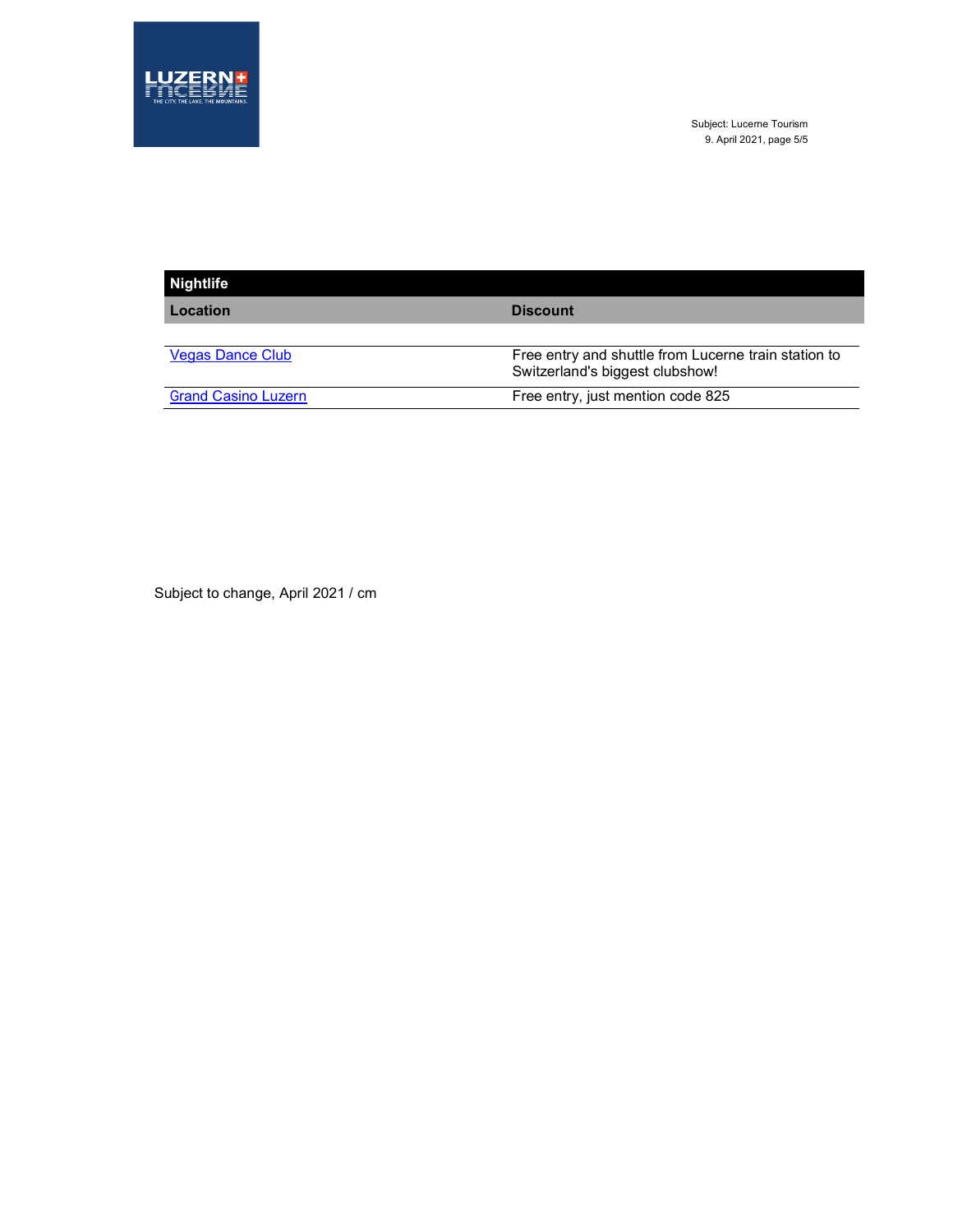| Nightlife | |
|---|---|
| **Location** | **Discount** |
| Vegas Dance Club | Free entry and shuttle from Lucerne train station to Switzerland's biggest clubshow! |
| Grand Casino Luzern | Free entry, just mention code 825 |

Subject to change, April 2021 / cm